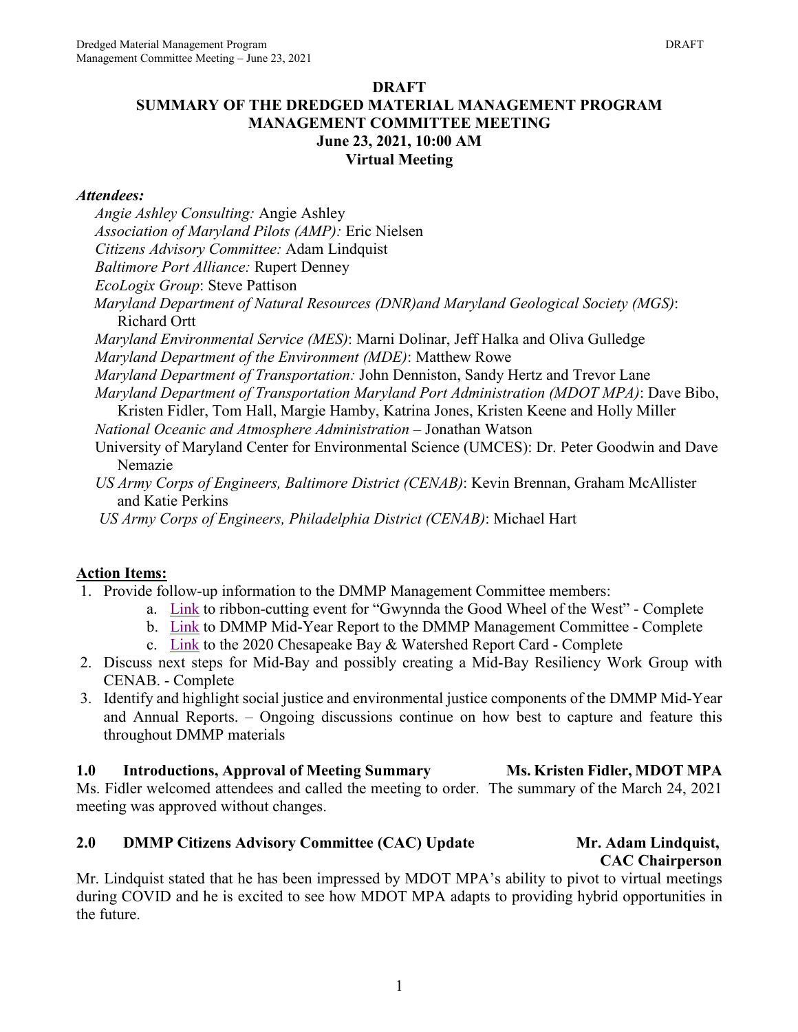# DRAFT

# SUMMARY OF THE DREDGED MATERIAL MANAGEMENT PROGRAM MANAGEMENT COMMITTEE MEETING

**June 23, 2021, 10:00 AM**

**Virtual Meeting**

***Attendees:***

*Angie Ashley Consulting:* Angie Ashley
*Association of Maryland Pilots (AMP):* Eric Nielsen
*Citizens Advisory Committee:* Adam Lindquist
*Baltimore Port Alliance:* Rupert Denney
*EcoLogix Group*: Steve Pattison
*Maryland Department of Natural Resources (DNR)and Maryland Geological Society (MGS)*: Richard Ortt
*Maryland Environmental Service (MES)*: Marni Dolinar, Jeff Halka and Oliva Gulledge
*Maryland Department of the Environment (MDE)*: Matthew Rowe
*Maryland Department of Transportation:* John Denniston, Sandy Hertz and Trevor Lane
*Maryland Department of Transportation Maryland Port Administration (MDOT MPA)*: Dave Bibo, Kristen Fidler, Tom Hall, Margie Hamby, Katrina Jones, Kristen Keene and Holly Miller
*National Oceanic and Atmosphere Administration* – Jonathan Watson
University of Maryland Center for Environmental Science (UMCES): Dr. Peter Goodwin and Dave Nemazie
*US Army Corps of Engineers, Baltimore District (CENAB)*: Kevin Brennan, Graham McAllister and Katie Perkins
*US Army Corps of Engineers, Philadelphia District (CENAB)*: Michael Hart

## Action Items:

1. Provide follow-up information to the DMMP Management Committee members:
   a. Link to ribbon-cutting event for "Gwynnda the Good Wheel of the West" - Complete
   b. Link to DMMP Mid-Year Report to the DMMP Management Committee - Complete
   c. Link to the 2020 Chesapeake Bay & Watershed Report Card - Complete
2. Discuss next steps for Mid-Bay and possibly creating a Mid-Bay Resiliency Work Group with CENAB. - Complete
3. Identify and highlight social justice and environmental justice components of the DMMP Mid-Year and Annual Reports. – Ongoing discussions continue on how best to capture and feature this throughout DMMP materials

## 1.0 Introductions, Approval of Meeting Summary — Ms. Kristen Fidler, MDOT MPA

Ms. Fidler welcomed attendees and called the meeting to order. The summary of the March 24, 2021 meeting was approved without changes.

## 2.0 DMMP Citizens Advisory Committee (CAC) Update — Mr. Adam Lindquist, CAC Chairperson

Mr. Lindquist stated that he has been impressed by MDOT MPA's ability to pivot to virtual meetings during COVID and he is excited to see how MDOT MPA adapts to providing hybrid opportunities in the future.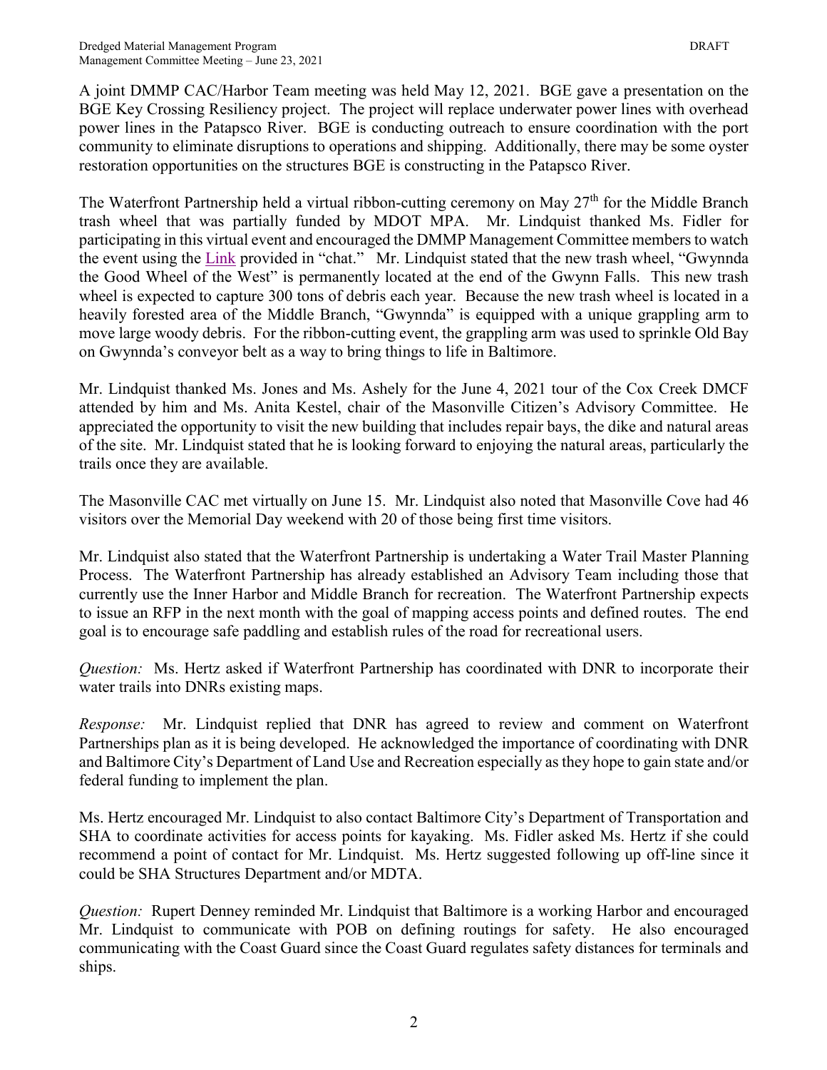A joint DMMP CAC/Harbor Team meeting was held May 12, 2021. BGE gave a presentation on the BGE Key Crossing Resiliency project. The project will replace underwater power lines with overhead power lines in the Patapsco River. BGE is conducting outreach to ensure coordination with the port community to eliminate disruptions to operations and shipping. Additionally, there may be some oyster restoration opportunities on the structures BGE is constructing in the Patapsco River.

The Waterfront Partnership held a virtual ribbon-cutting ceremony on May 27th for the Middle Branch trash wheel that was partially funded by MDOT MPA. Mr. Lindquist thanked Ms. Fidler for participating in this virtual event and encouraged the DMMP Management Committee members to watch the event using the Link provided in "chat." Mr. Lindquist stated that the new trash wheel, "Gwynnda the Good Wheel of the West" is permanently located at the end of the Gwynn Falls. This new trash wheel is expected to capture 300 tons of debris each year. Because the new trash wheel is located in a heavily forested area of the Middle Branch, "Gwynnda" is equipped with a unique grappling arm to move large woody debris. For the ribbon-cutting event, the grappling arm was used to sprinkle Old Bay on Gwynnda's conveyor belt as a way to bring things to life in Baltimore.

Mr. Lindquist thanked Ms. Jones and Ms. Ashely for the June 4, 2021 tour of the Cox Creek DMCF attended by him and Ms. Anita Kestel, chair of the Masonville Citizen's Advisory Committee. He appreciated the opportunity to visit the new building that includes repair bays, the dike and natural areas of the site. Mr. Lindquist stated that he is looking forward to enjoying the natural areas, particularly the trails once they are available.

The Masonville CAC met virtually on June 15. Mr. Lindquist also noted that Masonville Cove had 46 visitors over the Memorial Day weekend with 20 of those being first time visitors.

Mr. Lindquist also stated that the Waterfront Partnership is undertaking a Water Trail Master Planning Process. The Waterfront Partnership has already established an Advisory Team including those that currently use the Inner Harbor and Middle Branch for recreation. The Waterfront Partnership expects to issue an RFP in the next month with the goal of mapping access points and defined routes. The end goal is to encourage safe paddling and establish rules of the road for recreational users.

*Question:* Ms. Hertz asked if Waterfront Partnership has coordinated with DNR to incorporate their water trails into DNRs existing maps.

*Response:* Mr. Lindquist replied that DNR has agreed to review and comment on Waterfront Partnerships plan as it is being developed. He acknowledged the importance of coordinating with DNR and Baltimore City's Department of Land Use and Recreation especially as they hope to gain state and/or federal funding to implement the plan.

Ms. Hertz encouraged Mr. Lindquist to also contact Baltimore City's Department of Transportation and SHA to coordinate activities for access points for kayaking. Ms. Fidler asked Ms. Hertz if she could recommend a point of contact for Mr. Lindquist. Ms. Hertz suggested following up off-line since it could be SHA Structures Department and/or MDTA.

*Question:* Rupert Denney reminded Mr. Lindquist that Baltimore is a working Harbor and encouraged Mr. Lindquist to communicate with POB on defining routings for safety. He also encouraged communicating with the Coast Guard since the Coast Guard regulates safety distances for terminals and ships.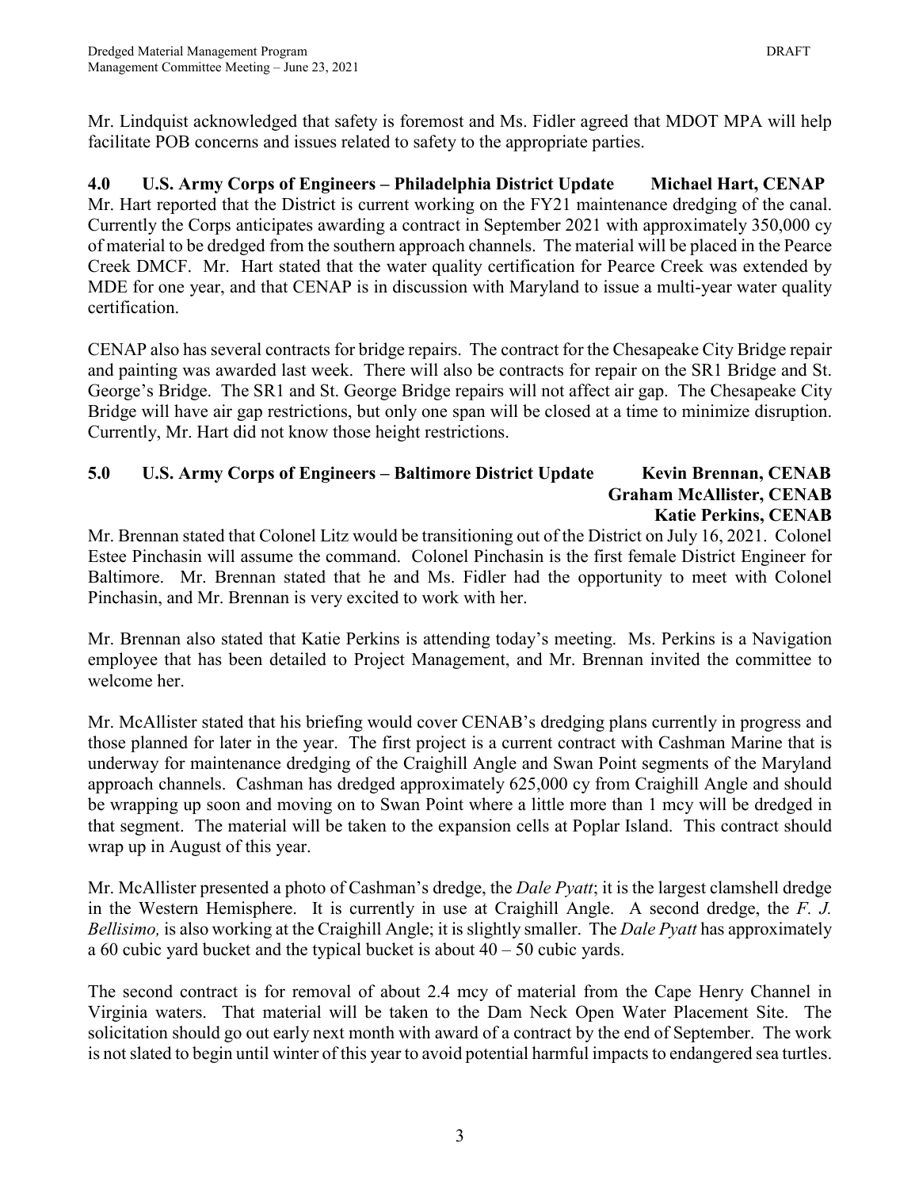Mr. Lindquist acknowledged that safety is foremost and Ms. Fidler agreed that MDOT MPA will help facilitate POB concerns and issues related to safety to the appropriate parties.

## 4.0 U.S. Army Corps of Engineers – Philadelphia District Update Michael Hart, CENAP

Mr. Hart reported that the District is current working on the FY21 maintenance dredging of the canal. Currently the Corps anticipates awarding a contract in September 2021 with approximately 350,000 cy of material to be dredged from the southern approach channels. The material will be placed in the Pearce Creek DMCF. Mr. Hart stated that the water quality certification for Pearce Creek was extended by MDE for one year, and that CENAP is in discussion with Maryland to issue a multi-year water quality certification.

CENAP also has several contracts for bridge repairs. The contract for the Chesapeake City Bridge repair and painting was awarded last week. There will also be contracts for repair on the SR1 Bridge and St. George's Bridge. The SR1 and St. George Bridge repairs will not affect air gap. The Chesapeake City Bridge will have air gap restrictions, but only one span will be closed at a time to minimize disruption. Currently, Mr. Hart did not know those height restrictions.

## 5.0 U.S. Army Corps of Engineers – Baltimore District Update Kevin Brennan, CENAB Graham McAllister, CENAB Katie Perkins, CENAB

Mr. Brennan stated that Colonel Litz would be transitioning out of the District on July 16, 2021. Colonel Estee Pinchasin will assume the command. Colonel Pinchasin is the first female District Engineer for Baltimore. Mr. Brennan stated that he and Ms. Fidler had the opportunity to meet with Colonel Pinchasin, and Mr. Brennan is very excited to work with her.

Mr. Brennan also stated that Katie Perkins is attending today's meeting. Ms. Perkins is a Navigation employee that has been detailed to Project Management, and Mr. Brennan invited the committee to welcome her.

Mr. McAllister stated that his briefing would cover CENAB's dredging plans currently in progress and those planned for later in the year. The first project is a current contract with Cashman Marine that is underway for maintenance dredging of the Craighill Angle and Swan Point segments of the Maryland approach channels. Cashman has dredged approximately 625,000 cy from Craighill Angle and should be wrapping up soon and moving on to Swan Point where a little more than 1 mcy will be dredged in that segment. The material will be taken to the expansion cells at Poplar Island. This contract should wrap up in August of this year.

Mr. McAllister presented a photo of Cashman's dredge, the *Dale Pyatt*; it is the largest clamshell dredge in the Western Hemisphere. It is currently in use at Craighill Angle. A second dredge, the *F. J. Bellisimo,* is also working at the Craighill Angle; it is slightly smaller. The *Dale Pyatt* has approximately a 60 cubic yard bucket and the typical bucket is about 40 – 50 cubic yards.

The second contract is for removal of about 2.4 mcy of material from the Cape Henry Channel in Virginia waters. That material will be taken to the Dam Neck Open Water Placement Site. The solicitation should go out early next month with award of a contract by the end of September. The work is not slated to begin until winter of this year to avoid potential harmful impacts to endangered sea turtles.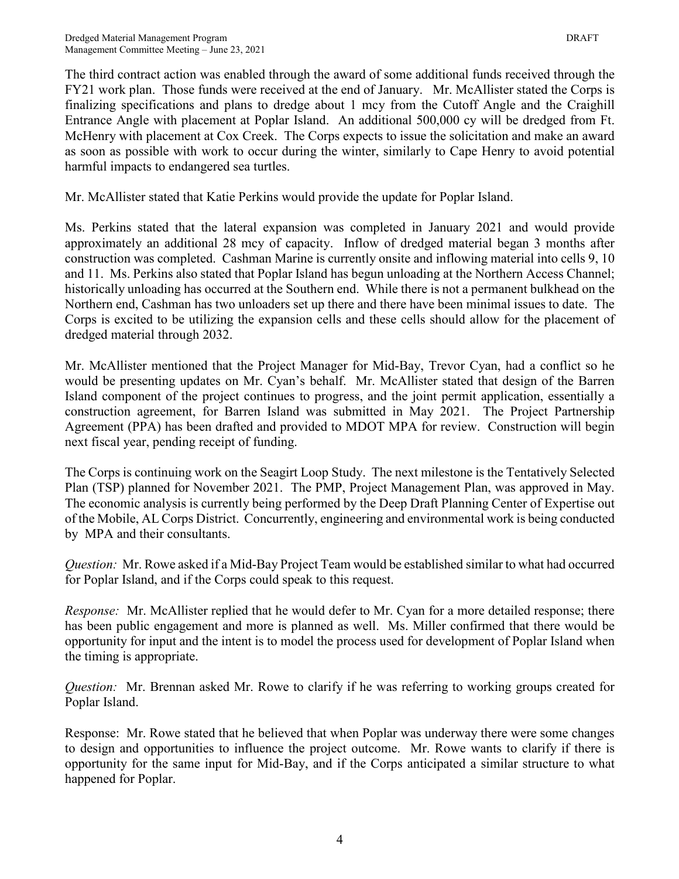The third contract action was enabled through the award of some additional funds received through the FY21 work plan. Those funds were received at the end of January. Mr. McAllister stated the Corps is finalizing specifications and plans to dredge about 1 mcy from the Cutoff Angle and the Craighill Entrance Angle with placement at Poplar Island. An additional 500,000 cy will be dredged from Ft. McHenry with placement at Cox Creek. The Corps expects to issue the solicitation and make an award as soon as possible with work to occur during the winter, similarly to Cape Henry to avoid potential harmful impacts to endangered sea turtles.

Mr. McAllister stated that Katie Perkins would provide the update for Poplar Island.

Ms. Perkins stated that the lateral expansion was completed in January 2021 and would provide approximately an additional 28 mcy of capacity. Inflow of dredged material began 3 months after construction was completed. Cashman Marine is currently onsite and inflowing material into cells 9, 10 and 11. Ms. Perkins also stated that Poplar Island has begun unloading at the Northern Access Channel; historically unloading has occurred at the Southern end. While there is not a permanent bulkhead on the Northern end, Cashman has two unloaders set up there and there have been minimal issues to date. The Corps is excited to be utilizing the expansion cells and these cells should allow for the placement of dredged material through 2032.

Mr. McAllister mentioned that the Project Manager for Mid-Bay, Trevor Cyan, had a conflict so he would be presenting updates on Mr. Cyan's behalf. Mr. McAllister stated that design of the Barren Island component of the project continues to progress, and the joint permit application, essentially a construction agreement, for Barren Island was submitted in May 2021. The Project Partnership Agreement (PPA) has been drafted and provided to MDOT MPA for review. Construction will begin next fiscal year, pending receipt of funding.

The Corps is continuing work on the Seagirt Loop Study. The next milestone is the Tentatively Selected Plan (TSP) planned for November 2021. The PMP, Project Management Plan, was approved in May. The economic analysis is currently being performed by the Deep Draft Planning Center of Expertise out of the Mobile, AL Corps District. Concurrently, engineering and environmental work is being conducted by MPA and their consultants.

*Question:* Mr. Rowe asked if a Mid-Bay Project Team would be established similar to what had occurred for Poplar Island, and if the Corps could speak to this request.

*Response:* Mr. McAllister replied that he would defer to Mr. Cyan for a more detailed response; there has been public engagement and more is planned as well. Ms. Miller confirmed that there would be opportunity for input and the intent is to model the process used for development of Poplar Island when the timing is appropriate.

*Question:* Mr. Brennan asked Mr. Rowe to clarify if he was referring to working groups created for Poplar Island.

Response: Mr. Rowe stated that he believed that when Poplar was underway there were some changes to design and opportunities to influence the project outcome. Mr. Rowe wants to clarify if there is opportunity for the same input for Mid-Bay, and if the Corps anticipated a similar structure to what happened for Poplar.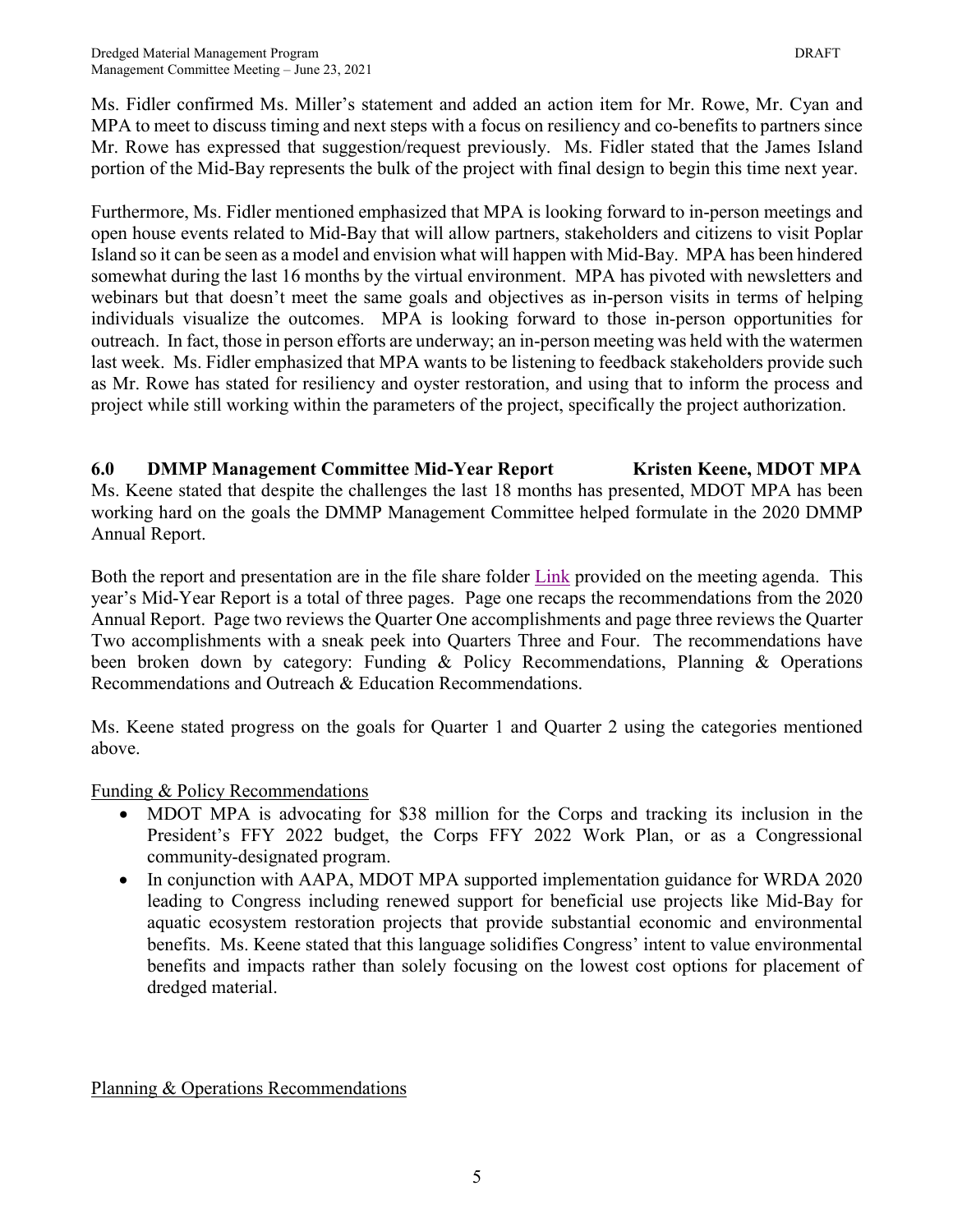Ms. Fidler confirmed Ms. Miller's statement and added an action item for Mr. Rowe, Mr. Cyan and MPA to meet to discuss timing and next steps with a focus on resiliency and co-benefits to partners since Mr. Rowe has expressed that suggestion/request previously. Ms. Fidler stated that the James Island portion of the Mid-Bay represents the bulk of the project with final design to begin this time next year.

Furthermore, Ms. Fidler mentioned emphasized that MPA is looking forward to in-person meetings and open house events related to Mid-Bay that will allow partners, stakeholders and citizens to visit Poplar Island so it can be seen as a model and envision what will happen with Mid-Bay. MPA has been hindered somewhat during the last 16 months by the virtual environment. MPA has pivoted with newsletters and webinars but that doesn't meet the same goals and objectives as in-person visits in terms of helping individuals visualize the outcomes. MPA is looking forward to those in-person opportunities for outreach. In fact, those in person efforts are underway; an in-person meeting was held with the watermen last week. Ms. Fidler emphasized that MPA wants to be listening to feedback stakeholders provide such as Mr. Rowe has stated for resiliency and oyster restoration, and using that to inform the process and project while still working within the parameters of the project, specifically the project authorization.

## 6.0 DMMP Management Committee Mid-Year Report — Kristen Keene, MDOT MPA

Ms. Keene stated that despite the challenges the last 18 months has presented, MDOT MPA has been working hard on the goals the DMMP Management Committee helped formulate in the 2020 DMMP Annual Report.

Both the report and presentation are in the file share folder Link provided on the meeting agenda. This year's Mid-Year Report is a total of three pages. Page one recaps the recommendations from the 2020 Annual Report. Page two reviews the Quarter One accomplishments and page three reviews the Quarter Two accomplishments with a sneak peek into Quarters Three and Four. The recommendations have been broken down by category: Funding & Policy Recommendations, Planning & Operations Recommendations and Outreach & Education Recommendations.

Ms. Keene stated progress on the goals for Quarter 1 and Quarter 2 using the categories mentioned above.

Funding & Policy Recommendations

- MDOT MPA is advocating for $38 million for the Corps and tracking its inclusion in the President's FFY 2022 budget, the Corps FFY 2022 Work Plan, or as a Congressional community-designated program.
- In conjunction with AAPA, MDOT MPA supported implementation guidance for WRDA 2020 leading to Congress including renewed support for beneficial use projects like Mid-Bay for aquatic ecosystem restoration projects that provide substantial economic and environmental benefits. Ms. Keene stated that this language solidifies Congress' intent to value environmental benefits and impacts rather than solely focusing on the lowest cost options for placement of dredged material.

Planning & Operations Recommendations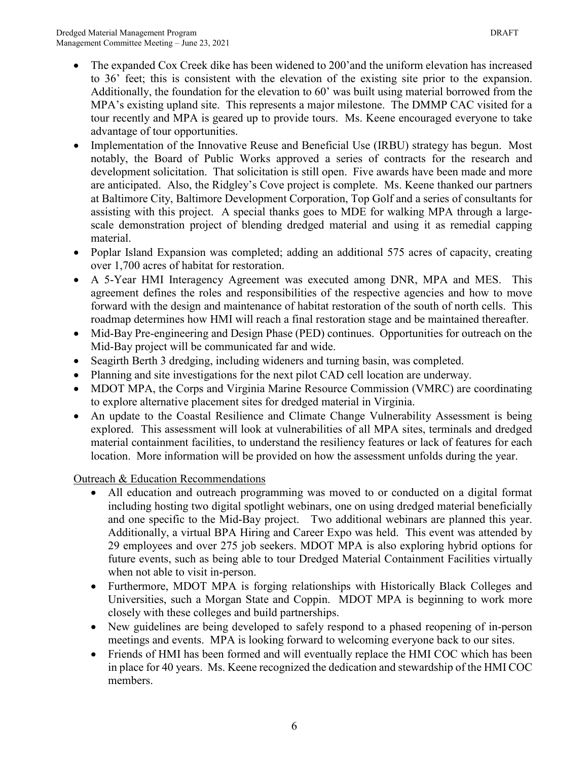- The expanded Cox Creek dike has been widened to 200'and the uniform elevation has increased to 36' feet; this is consistent with the elevation of the existing site prior to the expansion. Additionally, the foundation for the elevation to 60' was built using material borrowed from the MPA's existing upland site. This represents a major milestone. The DMMP CAC visited for a tour recently and MPA is geared up to provide tours. Ms. Keene encouraged everyone to take advantage of tour opportunities.
- Implementation of the Innovative Reuse and Beneficial Use (IRBU) strategy has begun. Most notably, the Board of Public Works approved a series of contracts for the research and development solicitation. That solicitation is still open. Five awards have been made and more are anticipated. Also, the Ridgley's Cove project is complete. Ms. Keene thanked our partners at Baltimore City, Baltimore Development Corporation, Top Golf and a series of consultants for assisting with this project. A special thanks goes to MDE for walking MPA through a large-scale demonstration project of blending dredged material and using it as remedial capping material.
- Poplar Island Expansion was completed; adding an additional 575 acres of capacity, creating over 1,700 acres of habitat for restoration.
- A 5-Year HMI Interagency Agreement was executed among DNR, MPA and MES. This agreement defines the roles and responsibilities of the respective agencies and how to move forward with the design and maintenance of habitat restoration of the south of north cells. This roadmap determines how HMI will reach a final restoration stage and be maintained thereafter.
- Mid-Bay Pre-engineering and Design Phase (PED) continues. Opportunities for outreach on the Mid-Bay project will be communicated far and wide.
- Seagirth Berth 3 dredging, including wideners and turning basin, was completed.
- Planning and site investigations for the next pilot CAD cell location are underway.
- MDOT MPA, the Corps and Virginia Marine Resource Commission (VMRC) are coordinating to explore alternative placement sites for dredged material in Virginia.
- An update to the Coastal Resilience and Climate Change Vulnerability Assessment is being explored. This assessment will look at vulnerabilities of all MPA sites, terminals and dredged material containment facilities, to understand the resiliency features or lack of features for each location. More information will be provided on how the assessment unfolds during the year.

Outreach & Education Recommendations

- All education and outreach programming was moved to or conducted on a digital format including hosting two digital spotlight webinars, one on using dredged material beneficially and one specific to the Mid-Bay project. Two additional webinars are planned this year. Additionally, a virtual BPA Hiring and Career Expo was held. This event was attended by 29 employees and over 275 job seekers. MDOT MPA is also exploring hybrid options for future events, such as being able to tour Dredged Material Containment Facilities virtually when not able to visit in-person.
- Furthermore, MDOT MPA is forging relationships with Historically Black Colleges and Universities, such a Morgan State and Coppin. MDOT MPA is beginning to work more closely with these colleges and build partnerships.
- New guidelines are being developed to safely respond to a phased reopening of in-person meetings and events. MPA is looking forward to welcoming everyone back to our sites.
- Friends of HMI has been formed and will eventually replace the HMI COC which has been in place for 40 years. Ms. Keene recognized the dedication and stewardship of the HMI COC members.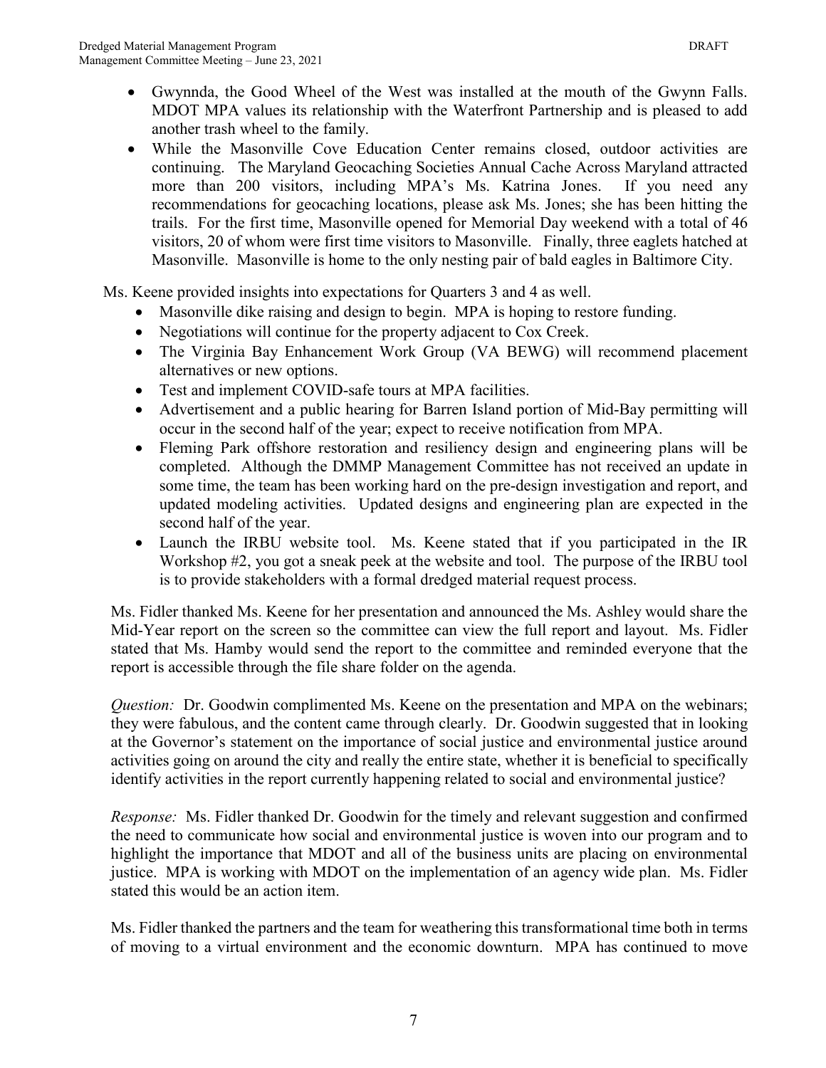- Gwynnda, the Good Wheel of the West was installed at the mouth of the Gwynn Falls. MDOT MPA values its relationship with the Waterfront Partnership and is pleased to add another trash wheel to the family.
- While the Masonville Cove Education Center remains closed, outdoor activities are continuing. The Maryland Geocaching Societies Annual Cache Across Maryland attracted more than 200 visitors, including MPA's Ms. Katrina Jones. If you need any recommendations for geocaching locations, please ask Ms. Jones; she has been hitting the trails. For the first time, Masonville opened for Memorial Day weekend with a total of 46 visitors, 20 of whom were first time visitors to Masonville. Finally, three eaglets hatched at Masonville. Masonville is home to the only nesting pair of bald eagles in Baltimore City.

Ms. Keene provided insights into expectations for Quarters 3 and 4 as well.

- Masonville dike raising and design to begin. MPA is hoping to restore funding.
- Negotiations will continue for the property adjacent to Cox Creek.
- The Virginia Bay Enhancement Work Group (VA BEWG) will recommend placement alternatives or new options.
- Test and implement COVID-safe tours at MPA facilities.
- Advertisement and a public hearing for Barren Island portion of Mid-Bay permitting will occur in the second half of the year; expect to receive notification from MPA.
- Fleming Park offshore restoration and resiliency design and engineering plans will be completed. Although the DMMP Management Committee has not received an update in some time, the team has been working hard on the pre-design investigation and report, and updated modeling activities. Updated designs and engineering plan are expected in the second half of the year.
- Launch the IRBU website tool. Ms. Keene stated that if you participated in the IR Workshop #2, you got a sneak peek at the website and tool. The purpose of the IRBU tool is to provide stakeholders with a formal dredged material request process.

Ms. Fidler thanked Ms. Keene for her presentation and announced the Ms. Ashley would share the Mid-Year report on the screen so the committee can view the full report and layout. Ms. Fidler stated that Ms. Hamby would send the report to the committee and reminded everyone that the report is accessible through the file share folder on the agenda.

*Question:* Dr. Goodwin complimented Ms. Keene on the presentation and MPA on the webinars; they were fabulous, and the content came through clearly. Dr. Goodwin suggested that in looking at the Governor's statement on the importance of social justice and environmental justice around activities going on around the city and really the entire state, whether it is beneficial to specifically identify activities in the report currently happening related to social and environmental justice?

*Response:* Ms. Fidler thanked Dr. Goodwin for the timely and relevant suggestion and confirmed the need to communicate how social and environmental justice is woven into our program and to highlight the importance that MDOT and all of the business units are placing on environmental justice. MPA is working with MDOT on the implementation of an agency wide plan. Ms. Fidler stated this would be an action item.

Ms. Fidler thanked the partners and the team for weathering this transformational time both in terms of moving to a virtual environment and the economic downturn. MPA has continued to move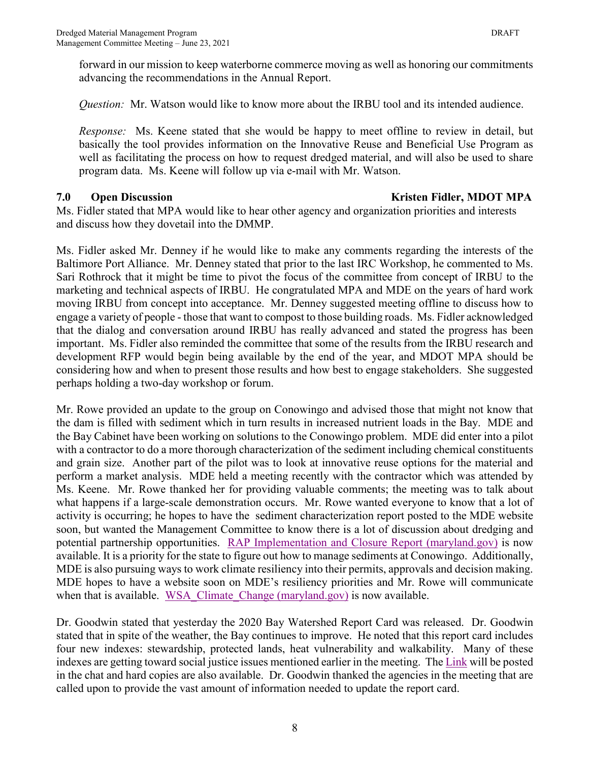forward in our mission to keep waterborne commerce moving as well as honoring our commitments advancing the recommendations in the Annual Report.

*Question:* Mr. Watson would like to know more about the IRBU tool and its intended audience.

*Response:* Ms. Keene stated that she would be happy to meet offline to review in detail, but basically the tool provides information on the Innovative Reuse and Beneficial Use Program as well as facilitating the process on how to request dredged material, and will also be used to share program data. Ms. Keene will follow up via e-mail with Mr. Watson.

## 7.0 Open Discussion — Kristen Fidler, MDOT MPA

Ms. Fidler stated that MPA would like to hear other agency and organization priorities and interests and discuss how they dovetail into the DMMP.

Ms. Fidler asked Mr. Denney if he would like to make any comments regarding the interests of the Baltimore Port Alliance. Mr. Denney stated that prior to the last IRC Workshop, he commented to Ms. Sari Rothrock that it might be time to pivot the focus of the committee from concept of IRBU to the marketing and technical aspects of IRBU. He congratulated MPA and MDE on the years of hard work moving IRBU from concept into acceptance. Mr. Denney suggested meeting offline to discuss how to engage a variety of people - those that want to compost to those building roads. Ms. Fidler acknowledged that the dialog and conversation around IRBU has really advanced and stated the progress has been important. Ms. Fidler also reminded the committee that some of the results from the IRBU research and development RFP would begin being available by the end of the year, and MDOT MPA should be considering how and when to present those results and how best to engage stakeholders. She suggested perhaps holding a two-day workshop or forum.

Mr. Rowe provided an update to the group on Conowingo and advised those that might not know that the dam is filled with sediment which in turn results in increased nutrient loads in the Bay. MDE and the Bay Cabinet have been working on solutions to the Conowingo problem. MDE did enter into a pilot with a contractor to do a more thorough characterization of the sediment including chemical constituents and grain size. Another part of the pilot was to look at innovative reuse options for the material and perform a market analysis. MDE held a meeting recently with the contractor which was attended by Ms. Keene. Mr. Rowe thanked her for providing valuable comments; the meeting was to talk about what happens if a large-scale demonstration occurs. Mr. Rowe wanted everyone to know that a lot of activity is occurring; he hopes to have the sediment characterization report posted to the MDE website soon, but wanted the Management Committee to know there is a lot of discussion about dredging and potential partnership opportunities. RAP Implementation and Closure Report (maryland.gov) is now available. It is a priority for the state to figure out how to manage sediments at Conowingo. Additionally, MDE is also pursuing ways to work climate resiliency into their permits, approvals and decision making. MDE hopes to have a website soon on MDE's resiliency priorities and Mr. Rowe will communicate when that is available. WSA_Climate_Change (maryland.gov) is now available.

Dr. Goodwin stated that yesterday the 2020 Bay Watershed Report Card was released. Dr. Goodwin stated that in spite of the weather, the Bay continues to improve. He noted that this report card includes four new indexes: stewardship, protected lands, heat vulnerability and walkability. Many of these indexes are getting toward social justice issues mentioned earlier in the meeting. The Link will be posted in the chat and hard copies are also available. Dr. Goodwin thanked the agencies in the meeting that are called upon to provide the vast amount of information needed to update the report card.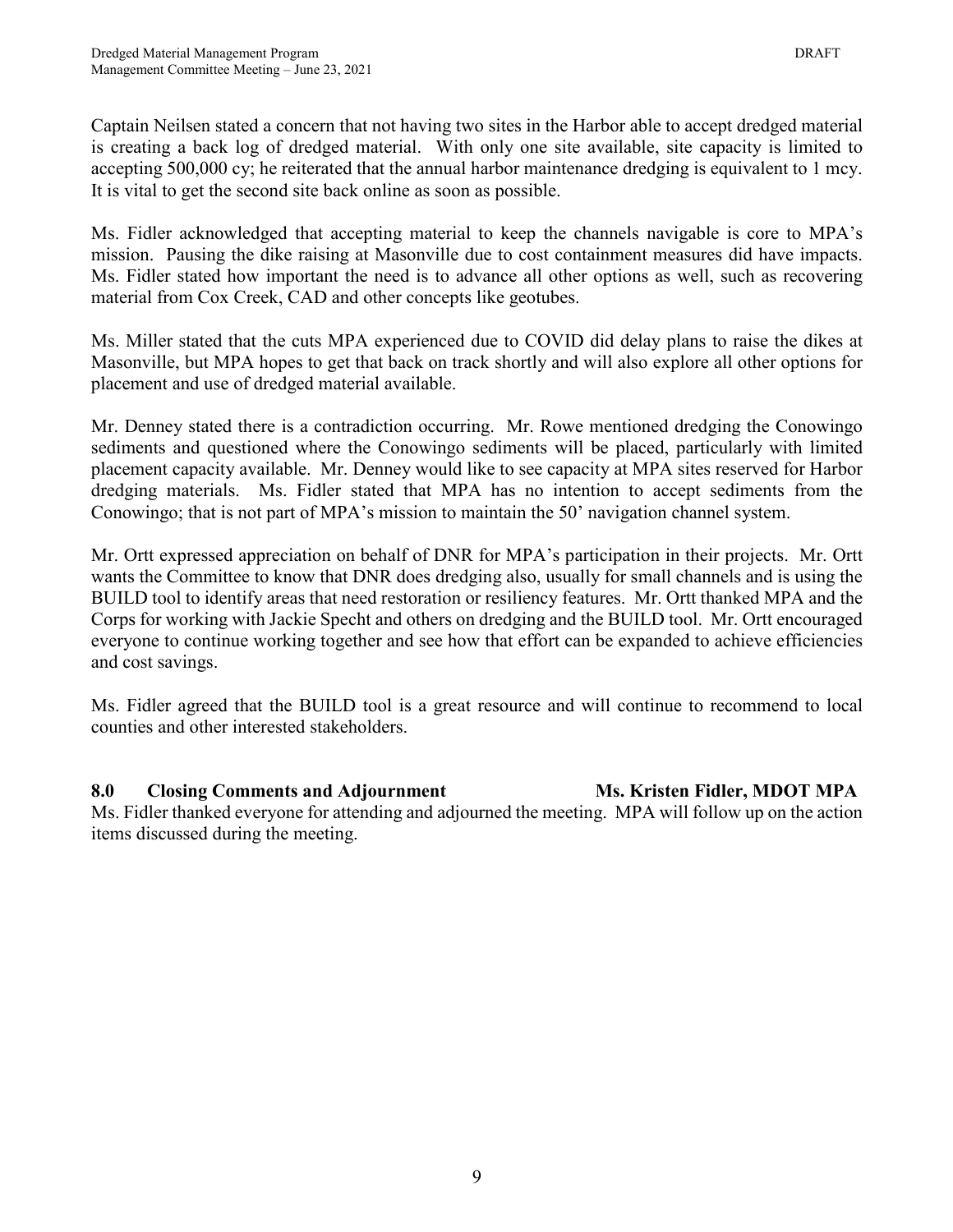Captain Neilsen stated a concern that not having two sites in the Harbor able to accept dredged material is creating a back log of dredged material. With only one site available, site capacity is limited to accepting 500,000 cy; he reiterated that the annual harbor maintenance dredging is equivalent to 1 mcy. It is vital to get the second site back online as soon as possible.

Ms. Fidler acknowledged that accepting material to keep the channels navigable is core to MPA's mission. Pausing the dike raising at Masonville due to cost containment measures did have impacts. Ms. Fidler stated how important the need is to advance all other options as well, such as recovering material from Cox Creek, CAD and other concepts like geotubes.

Ms. Miller stated that the cuts MPA experienced due to COVID did delay plans to raise the dikes at Masonville, but MPA hopes to get that back on track shortly and will also explore all other options for placement and use of dredged material available.

Mr. Denney stated there is a contradiction occurring. Mr. Rowe mentioned dredging the Conowingo sediments and questioned where the Conowingo sediments will be placed, particularly with limited placement capacity available. Mr. Denney would like to see capacity at MPA sites reserved for Harbor dredging materials. Ms. Fidler stated that MPA has no intention to accept sediments from the Conowingo; that is not part of MPA's mission to maintain the 50' navigation channel system.

Mr. Ortt expressed appreciation on behalf of DNR for MPA's participation in their projects. Mr. Ortt wants the Committee to know that DNR does dredging also, usually for small channels and is using the BUILD tool to identify areas that need restoration or resiliency features. Mr. Ortt thanked MPA and the Corps for working with Jackie Specht and others on dredging and the BUILD tool. Mr. Ortt encouraged everyone to continue working together and see how that effort can be expanded to achieve efficiencies and cost savings.

Ms. Fidler agreed that the BUILD tool is a great resource and will continue to recommend to local counties and other interested stakeholders.

## 8.0 Closing Comments and Adjournment — Ms. Kristen Fidler, MDOT MPA

Ms. Fidler thanked everyone for attending and adjourned the meeting. MPA will follow up on the action items discussed during the meeting.